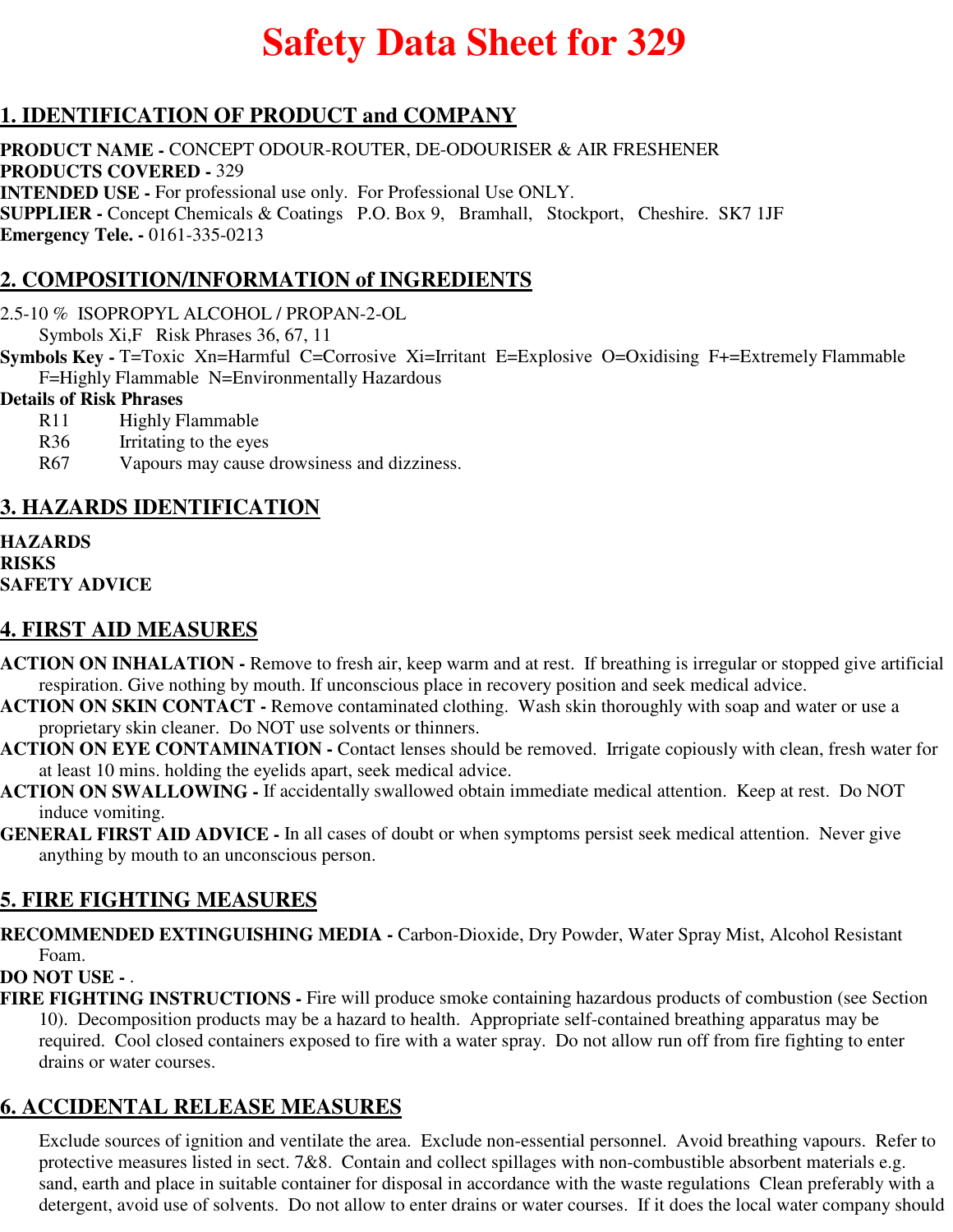# Safety Data Sheet for 329

## 1. IDENTIFICATION OF PRODUCT and COMPANY

**PRODUCT NAME -** CONCEPT ODOUR-ROUTER, DE-ODOURISER & AIR FRESHENER
**PRODUCTS COVERED -** 329
**INTENDED USE -** For professional use only. For Professional Use ONLY.
**SUPPLIER -** Concept Chemicals & Coatings P.O. Box 9, Bramhall, Stockport, Cheshire. SK7 1JF
**Emergency Tele. -** 0161-335-0213

## 2. COMPOSITION/INFORMATION of INGREDIENTS

2.5-10 % ISOPROPYL ALCOHOL / PROPAN-2-OL
Symbols Xi,F Risk Phrases 36, 67, 11

**Symbols Key -** T=Toxic Xn=Harmful C=Corrosive Xi=Irritant E=Explosive O=Oxidising F+=Extremely Flammable F=Highly Flammable N=Environmentally Hazardous

**Details of Risk Phrases**

R11 Highly Flammable
R36 Irritating to the eyes
R67 Vapours may cause drowsiness and dizziness.

## 3. HAZARDS IDENTIFICATION

**HAZARDS**
**RISKS**
**SAFETY ADVICE**

## 4. FIRST AID MEASURES

**ACTION ON INHALATION -** Remove to fresh air, keep warm and at rest. If breathing is irregular or stopped give artificial respiration. Give nothing by mouth. If unconscious place in recovery position and seek medical advice.
**ACTION ON SKIN CONTACT -** Remove contaminated clothing. Wash skin thoroughly with soap and water or use a proprietary skin cleaner. Do NOT use solvents or thinners.
**ACTION ON EYE CONTAMINATION -** Contact lenses should be removed. Irrigate copiously with clean, fresh water for at least 10 mins. holding the eyelids apart, seek medical advice.
**ACTION ON SWALLOWING -** If accidentally swallowed obtain immediate medical attention. Keep at rest. Do NOT induce vomiting.
**GENERAL FIRST AID ADVICE -** In all cases of doubt or when symptoms persist seek medical attention. Never give anything by mouth to an unconscious person.

## 5. FIRE FIGHTING MEASURES

**RECOMMENDED EXTINGUISHING MEDIA -** Carbon-Dioxide, Dry Powder, Water Spray Mist, Alcohol Resistant Foam.
**DO NOT USE -** .
**FIRE FIGHTING INSTRUCTIONS -** Fire will produce smoke containing hazardous products of combustion (see Section 10). Decomposition products may be a hazard to health. Appropriate self-contained breathing apparatus may be required. Cool closed containers exposed to fire with a water spray. Do not allow run off from fire fighting to enter drains or water courses.

## 6. ACCIDENTAL RELEASE MEASURES

Exclude sources of ignition and ventilate the area. Exclude non-essential personnel. Avoid breathing vapours. Refer to protective measures listed in sect. 7&8. Contain and collect spillages with non-combustible absorbent materials e.g. sand, earth and place in suitable container for disposal in accordance with the waste regulations Clean preferably with a detergent, avoid use of solvents. Do not allow to enter drains or water courses. If it does the local water company should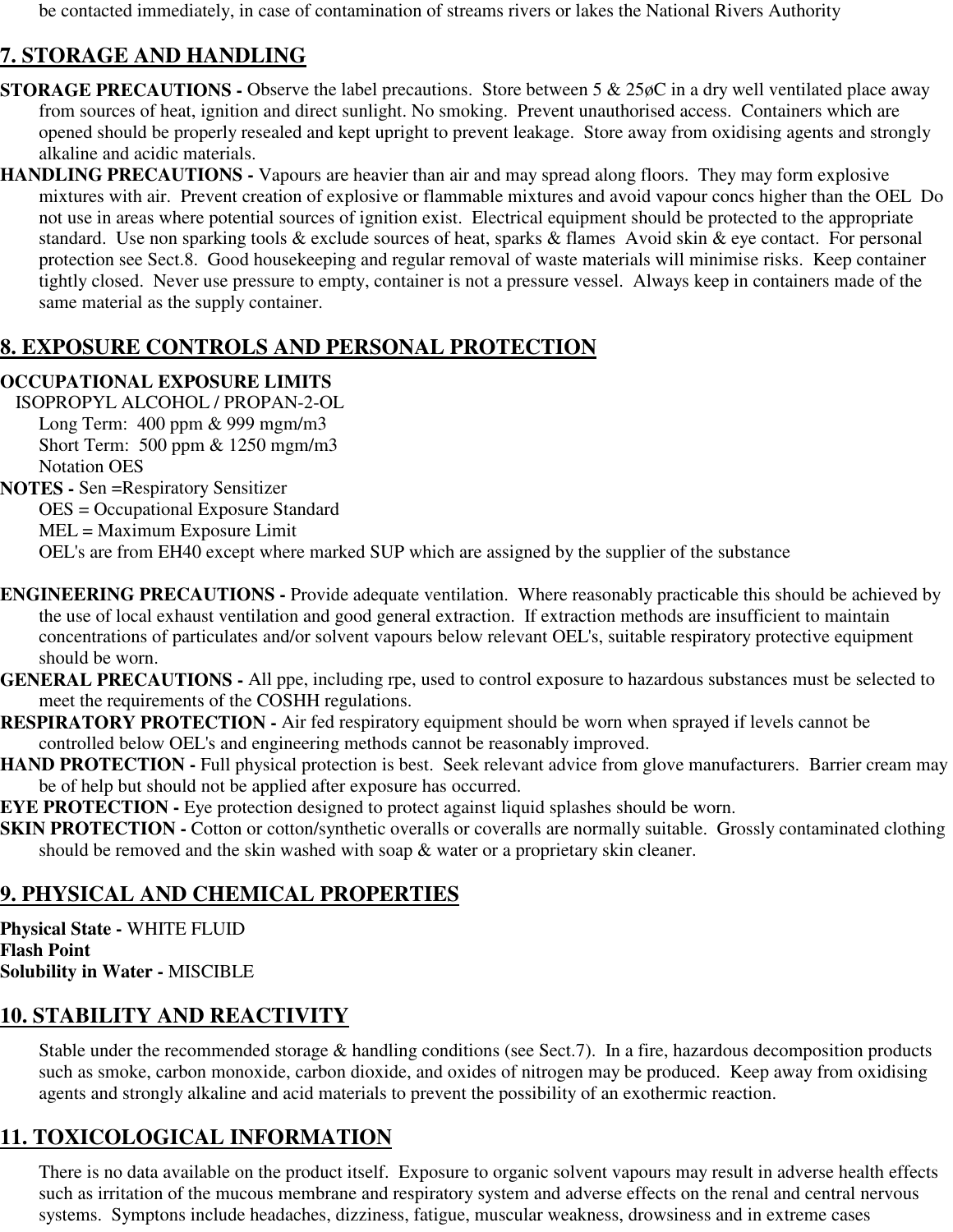be contacted immediately, in case of contamination of streams rivers or lakes the National Rivers Authority

## 7. STORAGE AND HANDLING

**STORAGE PRECAUTIONS -** Observe the label precautions. Store between 5 & 25øC in a dry well ventilated place away from sources of heat, ignition and direct sunlight. No smoking. Prevent unauthorised access. Containers which are opened should be properly resealed and kept upright to prevent leakage. Store away from oxidising agents and strongly alkaline and acidic materials.

**HANDLING PRECAUTIONS -** Vapours are heavier than air and may spread along floors. They may form explosive mixtures with air. Prevent creation of explosive or flammable mixtures and avoid vapour concs higher than the OEL Do not use in areas where potential sources of ignition exist. Electrical equipment should be protected to the appropriate standard. Use non sparking tools & exclude sources of heat, sparks & flames Avoid skin & eye contact. For personal protection see Sect.8. Good housekeeping and regular removal of waste materials will minimise risks. Keep container tightly closed. Never use pressure to empty, container is not a pressure vessel. Always keep in containers made of the same material as the supply container.

## 8. EXPOSURE CONTROLS AND PERSONAL PROTECTION

**OCCUPATIONAL EXPOSURE LIMITS**

ISOPROPYL ALCOHOL / PROPAN-2-OL

Long Term: 400 ppm & 999 mgm/m3
Short Term: 500 ppm & 1250 mgm/m3
Notation OES

**NOTES -** Sen =Respiratory Sensitizer
OES = Occupational Exposure Standard
MEL = Maximum Exposure Limit
OEL's are from EH40 except where marked SUP which are assigned by the supplier of the substance

**ENGINEERING PRECAUTIONS -** Provide adequate ventilation. Where reasonably practicable this should be achieved by the use of local exhaust ventilation and good general extraction. If extraction methods are insufficient to maintain concentrations of particulates and/or solvent vapours below relevant OEL's, suitable respiratory protective equipment should be worn.

**GENERAL PRECAUTIONS -** All ppe, including rpe, used to control exposure to hazardous substances must be selected to meet the requirements of the COSHH regulations.

**RESPIRATORY PROTECTION -** Air fed respiratory equipment should be worn when sprayed if levels cannot be controlled below OEL's and engineering methods cannot be reasonably improved.

**HAND PROTECTION -** Full physical protection is best. Seek relevant advice from glove manufacturers. Barrier cream may be of help but should not be applied after exposure has occurred.

**EYE PROTECTION -** Eye protection designed to protect against liquid splashes should be worn.

**SKIN PROTECTION -** Cotton or cotton/synthetic overalls or coveralls are normally suitable. Grossly contaminated clothing should be removed and the skin washed with soap & water or a proprietary skin cleaner.

## 9. PHYSICAL AND CHEMICAL PROPERTIES

**Physical State -** WHITE FLUID
**Flash Point**
**Solubility in Water -** MISCIBLE

## 10. STABILITY AND REACTIVITY

Stable under the recommended storage & handling conditions (see Sect.7). In a fire, hazardous decomposition products such as smoke, carbon monoxide, carbon dioxide, and oxides of nitrogen may be produced. Keep away from oxidising agents and strongly alkaline and acid materials to prevent the possibility of an exothermic reaction.

## 11. TOXICOLOGICAL INFORMATION

There is no data available on the product itself. Exposure to organic solvent vapours may result in adverse health effects such as irritation of the mucous membrane and respiratory system and adverse effects on the renal and central nervous systems. Symptons include headaches, dizziness, fatigue, muscular weakness, drowsiness and in extreme cases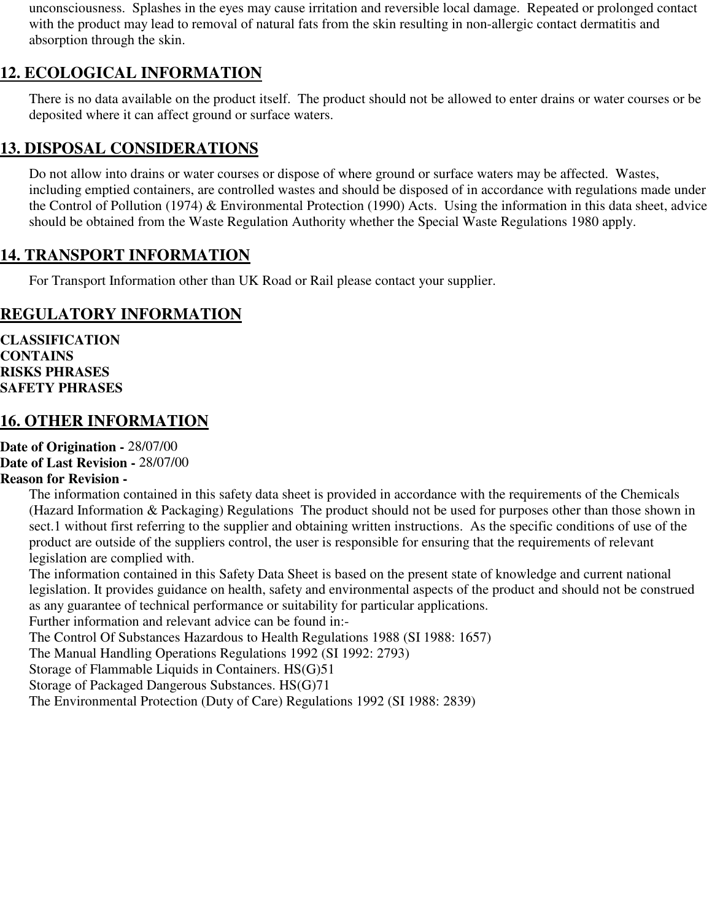unconsciousness.  Splashes in the eyes may cause irritation and reversible local damage.  Repeated or prolonged contact with the product may lead to removal of natural fats from the skin resulting in non-allergic contact dermatitis and absorption through the skin.

## 12. ECOLOGICAL INFORMATION

There is no data available on the product itself.  The product should not be allowed to enter drains or water courses or be deposited where it can affect ground or surface waters.

## 13. DISPOSAL CONSIDERATIONS

Do not allow into drains or water courses or dispose of where ground or surface waters may be affected.  Wastes, including emptied containers, are controlled wastes and should be disposed of in accordance with regulations made under the Control of Pollution (1974) & Environmental Protection (1990) Acts.  Using the information in this data sheet, advice should be obtained from the Waste Regulation Authority whether the Special Waste Regulations 1980 apply.

## 14. TRANSPORT INFORMATION

For Transport Information other than UK Road or Rail please contact your supplier.

## REGULATORY INFORMATION

**CLASSIFICATION**
**CONTAINS**
**RISKS PHRASES**
**SAFETY PHRASES**

## 16. OTHER INFORMATION

**Date of Origination -** 28/07/00
**Date of Last Revision -** 28/07/00
**Reason for Revision -**

The information contained in this safety data sheet is provided in accordance with the requirements of the Chemicals (Hazard Information & Packaging) Regulations  The product should not be used for purposes other than those shown in sect.1 without first referring to the supplier and obtaining written instructions.  As the specific conditions of use of the product are outside of the suppliers control, the user is responsible for ensuring that the requirements of relevant legislation are complied with.
The information contained in this Safety Data Sheet is based on the present state of knowledge and current national legislation. It provides guidance on health, safety and environmental aspects of the product and should not be construed as any guarantee of technical performance or suitability for particular applications.
Further information and relevant advice can be found in:-
The Control Of Substances Hazardous to Health Regulations 1988 (SI 1988: 1657)
The Manual Handling Operations Regulations 1992 (SI 1992: 2793)
Storage of Flammable Liquids in Containers. HS(G)51
Storage of Packaged Dangerous Substances. HS(G)71
The Environmental Protection (Duty of Care) Regulations 1992 (SI 1988: 2839)